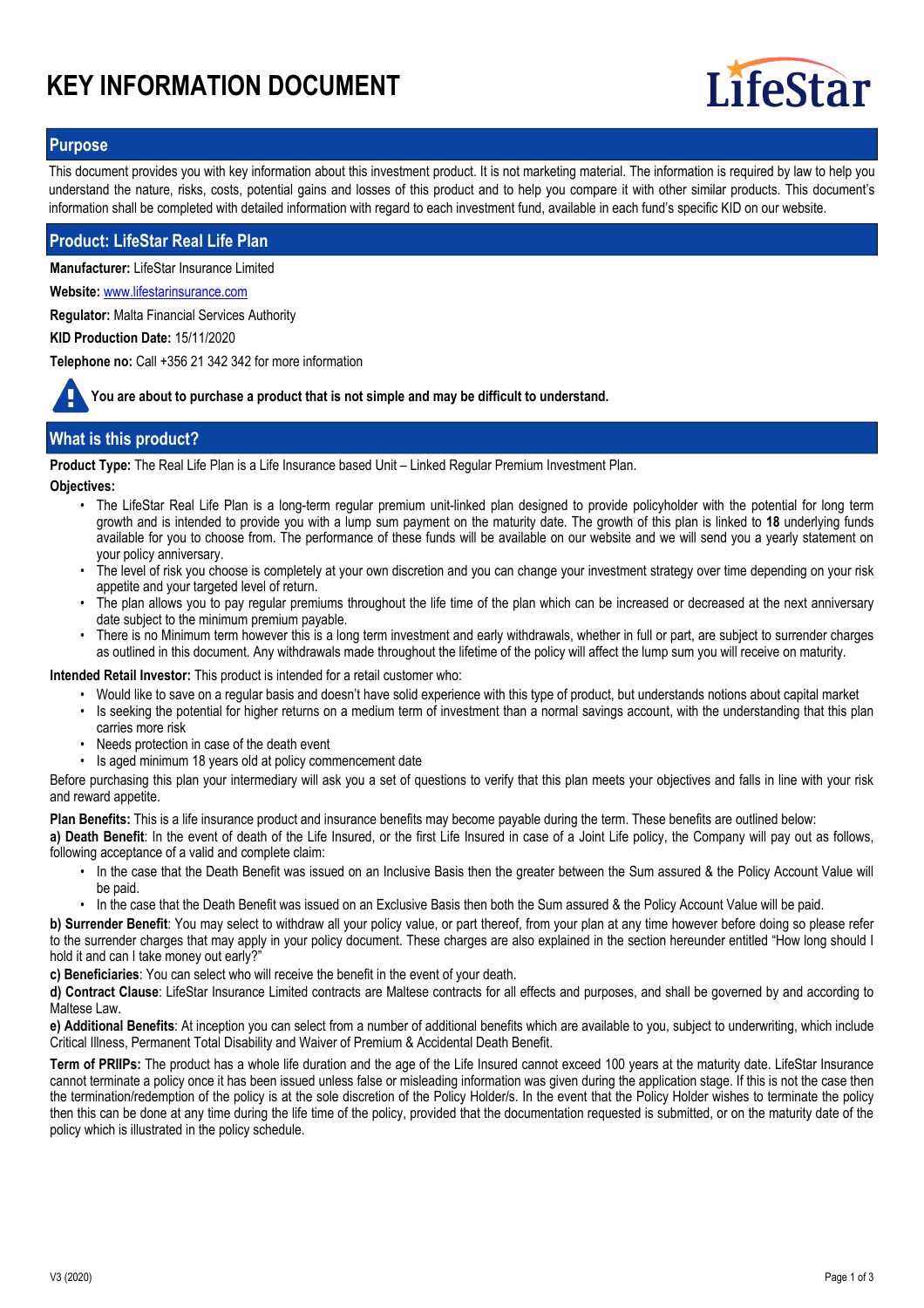# KEY INFORMATION DOCUMENT

LifeStar

## Purpose

This document provides you with key information about this investment product. It is not marketing material. The information is required by law to help you understand the nature, risks, costs, potential gains and losses of this product and to help you compare it with other similar products. This document's information shall be completed with detailed information with regard to each investment fund, available in each fund's specific KID on our website.

## Product: LifeStar Real Life Plan

**Manufacturer:** LifeStar Insurance Limited

**Website:** www.lifestarinsurance.com

**Regulator:** Malta Financial Services Authority

**KID Production Date:** 15/11/2020

**Telephone no:** Call +356 21 342 342 for more information

**You are about to purchase a product that is not simple and may be difficult to understand.**

## What is this product?

**Product Type:** The Real Life Plan is a Life Insurance based Unit – Linked Regular Premium Investment Plan.

**Objectives:**

- The LifeStar Real Life Plan is a long-term regular premium unit-linked plan designed to provide policyholder with the potential for long term growth and is intended to provide you with a lump sum payment on the maturity date. The growth of this plan is linked to **18** underlying funds available for you to choose from. The performance of these funds will be available on our website and we will send you a yearly statement on your policy anniversary.
- The level of risk you choose is completely at your own discretion and you can change your investment strategy over time depending on your risk appetite and your targeted level of return.
- The plan allows you to pay regular premiums throughout the life time of the plan which can be increased or decreased at the next anniversary date subject to the minimum premium payable.
- There is no Minimum term however this is a long term investment and early withdrawals, whether in full or part, are subject to surrender charges as outlined in this document. Any withdrawals made throughout the lifetime of the policy will affect the lump sum you will receive on maturity.

**Intended Retail Investor:** This product is intended for a retail customer who:

- Would like to save on a regular basis and doesn't have solid experience with this type of product, but understands notions about capital market
- Is seeking the potential for higher returns on a medium term of investment than a normal savings account, with the understanding that this plan carries more risk
- Needs protection in case of the death event
- Is aged minimum 18 years old at policy commencement date

Before purchasing this plan your intermediary will ask you a set of questions to verify that this plan meets your objectives and falls in line with your risk and reward appetite.

**Plan Benefits:** This is a life insurance product and insurance benefits may become payable during the term. These benefits are outlined below:

**a) Death Benefit**: In the event of death of the Life Insured, or the first Life Insured in case of a Joint Life policy, the Company will pay out as follows, following acceptance of a valid and complete claim:

- In the case that the Death Benefit was issued on an Inclusive Basis then the greater between the Sum assured & the Policy Account Value will be paid.
- In the case that the Death Benefit was issued on an Exclusive Basis then both the Sum assured & the Policy Account Value will be paid.

**b) Surrender Benefit**: You may select to withdraw all your policy value, or part thereof, from your plan at any time however before doing so please refer to the surrender charges that may apply in your policy document. These charges are also explained in the section hereunder entitled "How long should I hold it and can I take money out early?"

**c) Beneficiaries**: You can select who will receive the benefit in the event of your death.

**d) Contract Clause**: LifeStar Insurance Limited contracts are Maltese contracts for all effects and purposes, and shall be governed by and according to Maltese Law.

**e) Additional Benefits**: At inception you can select from a number of additional benefits which are available to you, subject to underwriting, which include Critical Illness, Permanent Total Disability and Waiver of Premium & Accidental Death Benefit.

**Term of PRIIPs:** The product has a whole life duration and the age of the Life Insured cannot exceed 100 years at the maturity date. LifeStar Insurance cannot terminate a policy once it has been issued unless false or misleading information was given during the application stage. If this is not the case then the termination/redemption of the policy is at the sole discretion of the Policy Holder/s. In the event that the Policy Holder wishes to terminate the policy then this can be done at any time during the life time of the policy, provided that the documentation requested is submitted, or on the maturity date of the policy which is illustrated in the policy schedule.

V3 (2020)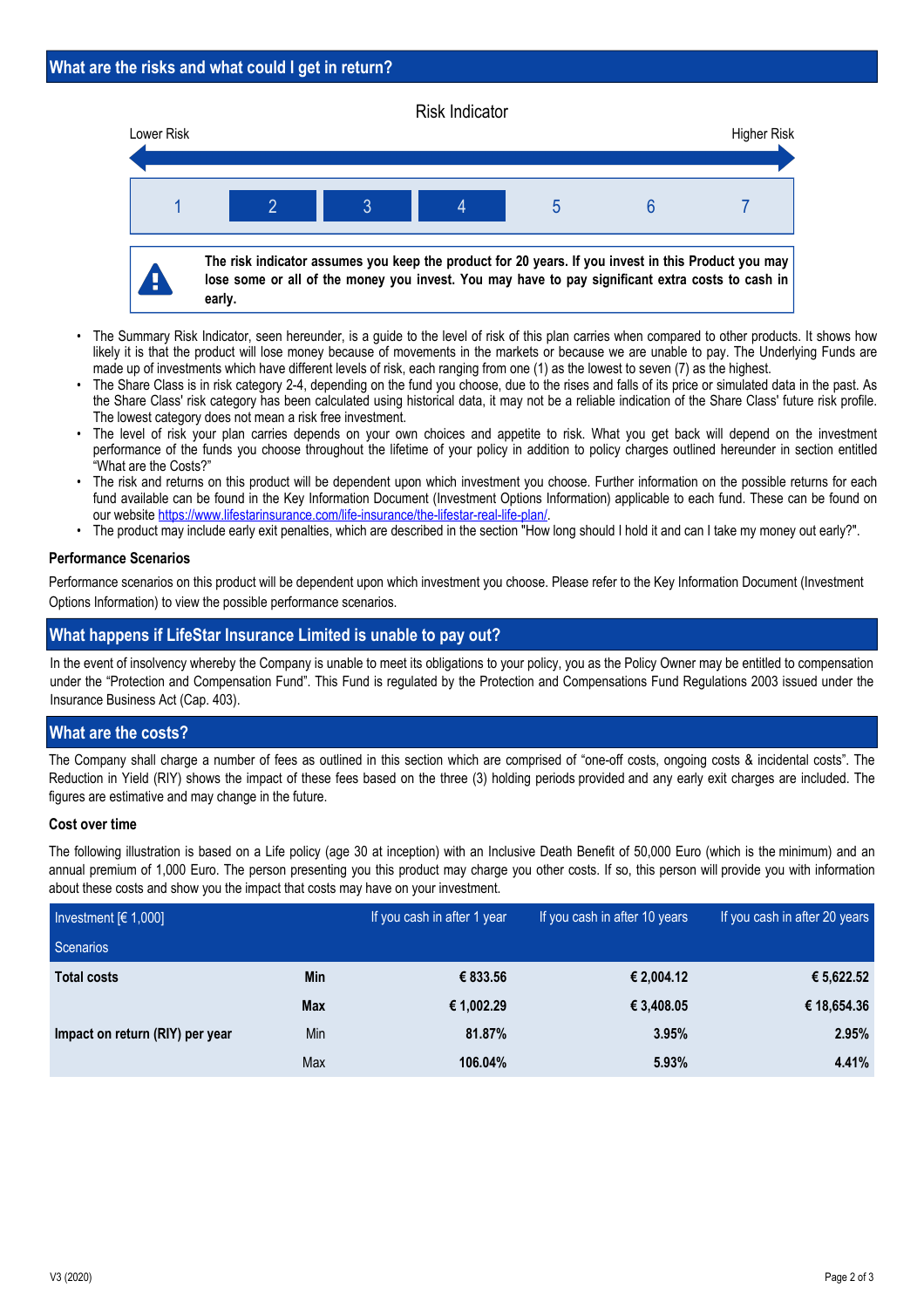## What are the risks and what could I get in return?

Risk Indicator

Lower Risk — Higher Risk

| 1 | **2** | **3** | **4** | 5 | 6 | 7 |
|---|---|---|---|---|---|---|

**The risk indicator assumes you keep the product for 20 years. If you invest in this Product you may lose some or all of the money you invest. You may have to pay significant extra costs to cash in early.**

- The Summary Risk Indicator, seen hereunder, is a guide to the level of risk of this plan carries when compared to other products. It shows how likely it is that the product will lose money because of movements in the markets or because we are unable to pay. The Underlying Funds are made up of investments which have different levels of risk, each ranging from one (1) as the lowest to seven (7) as the highest.
- The Share Class is in risk category 2-4, depending on the fund you choose, due to the rises and falls of its price or simulated data in the past. As the Share Class' risk category has been calculated using historical data, it may not be a reliable indication of the Share Class' future risk profile. The lowest category does not mean a risk free investment.
- The level of risk your plan carries depends on your own choices and appetite to risk. What you get back will depend on the investment performance of the funds you choose throughout the lifetime of your policy in addition to policy charges outlined hereunder in section entitled "What are the Costs?"
- The risk and returns on this product will be dependent upon which investment you choose. Further information on the possible returns for each fund available can be found in the Key Information Document (Investment Options Information) applicable to each fund. These can be found on our website https://www.lifestarinsurance.com/life-insurance/the-lifestar-real-life-plan/.
- The product may include early exit penalties, which are described in the section "How long should I hold it and can I take my money out early?".

### Performance Scenarios

Performance scenarios on this product will be dependent upon which investment you choose. Please refer to the Key Information Document (Investment Options Information) to view the possible performance scenarios.

## What happens if LifeStar Insurance Limited is unable to pay out?

In the event of insolvency whereby the Company is unable to meet its obligations to your policy, you as the Policy Owner may be entitled to compensation under the "Protection and Compensation Fund". This Fund is regulated by the Protection and Compensations Fund Regulations 2003 issued under the Insurance Business Act (Cap. 403).

## What are the costs?

The Company shall charge a number of fees as outlined in this section which are comprised of "one-off costs, ongoing costs & incidental costs". The Reduction in Yield (RIY) shows the impact of these fees based on the three (3) holding periods provided and any early exit charges are included. The figures are estimative and may change in the future.

### Cost over time

The following illustration is based on a Life policy (age 30 at inception) with an Inclusive Death Benefit of 50,000 Euro (which is the minimum) and an annual premium of 1,000 Euro. The person presenting you this product may charge you other costs. If so, this person will provide you with information about these costs and show you the impact that costs may have on your investment.

| Investment [€ 1,000] Scenarios | | If you cash in after 1 year | If you cash in after 10 years | If you cash in after 20 years |
|---|---|---|---|---|
| **Total costs** | **Min** | **€ 833.56** | **€ 2,004.12** | **€ 5,622.52** |
| | **Max** | **€ 1,002.29** | **€ 3,408.05** | **€ 18,654.36** |
| **Impact on return (RIY) per year** | Min | **81.87%** | **3.95%** | **2.95%** |
| | Max | **106.04%** | **5.93%** | **4.41%** |

V3 (2020)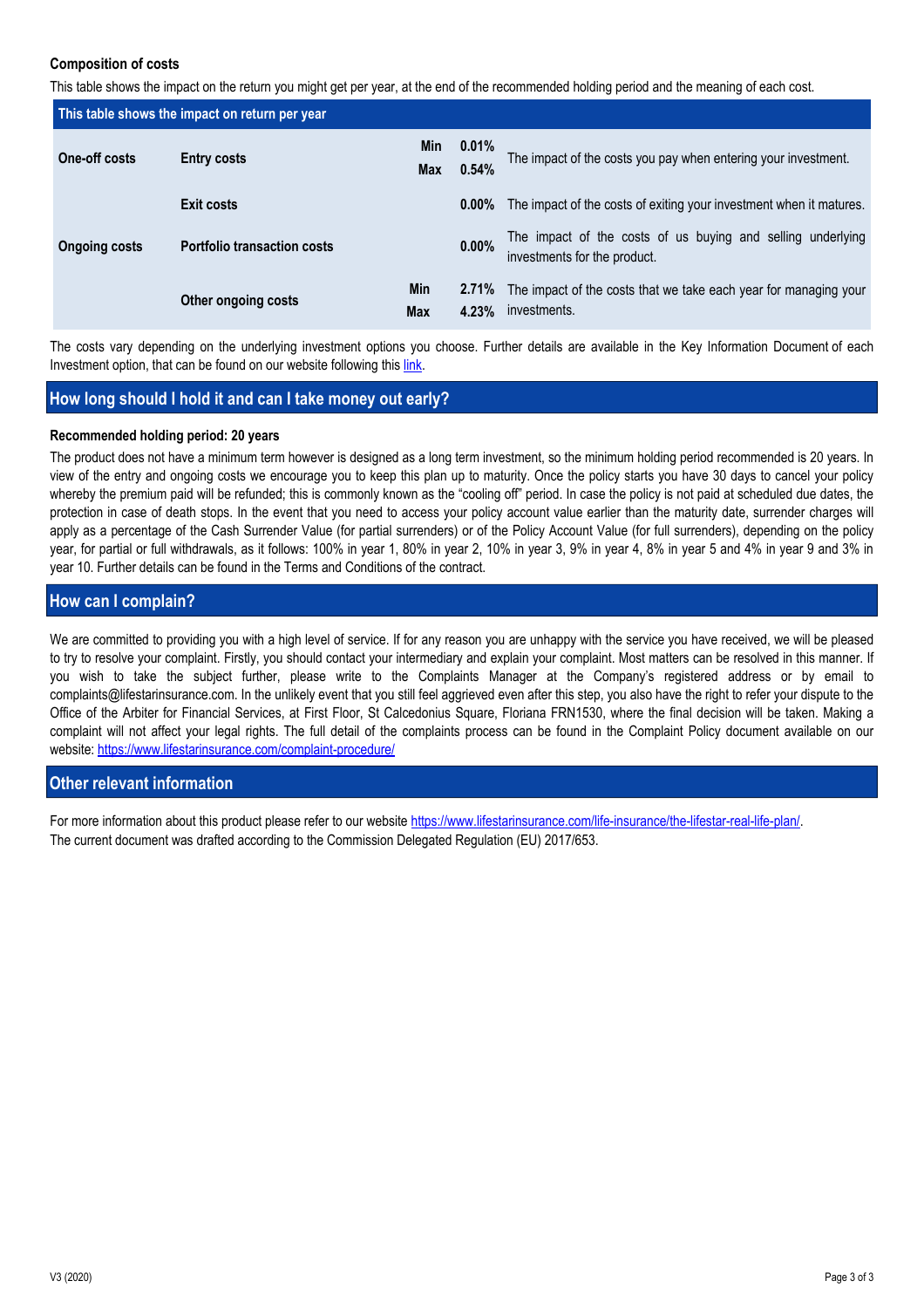**Composition of costs**

This table shows the impact on the return you might get per year, at the end of the recommended holding period and the meaning of each cost.

| This table shows the impact on return per year | | | | |
|---|---|---|---|---|
| One-off costs | Entry costs | Min<br>Max | 0.01%<br>0.54% | The impact of the costs you pay when entering your investment. |
| | Exit costs | | 0.00% | The impact of the costs of exiting your investment when it matures. |
| Ongoing costs | Portfolio transaction costs | | 0.00% | The impact of the costs of us buying and selling underlying investments for the product. |
| | Other ongoing costs | Min<br>Max | 2.71%<br>4.23% | The impact of the costs that we take each year for managing your investments. |

The costs vary depending on the underlying investment options you choose. Further details are available in the Key Information Document of each Investment option, that can be found on our website following this link.

## How long should I hold it and can I take money out early?

**Recommended holding period: 20 years**

The product does not have a minimum term however is designed as a long term investment, so the minimum holding period recommended is 20 years. In view of the entry and ongoing costs we encourage you to keep this plan up to maturity. Once the policy starts you have 30 days to cancel your policy whereby the premium paid will be refunded; this is commonly known as the "cooling off" period. In case the policy is not paid at scheduled due dates, the protection in case of death stops. In the event that you need to access your policy account value earlier than the maturity date, surrender charges will apply as a percentage of the Cash Surrender Value (for partial surrenders) or of the Policy Account Value (for full surrenders), depending on the policy year, for partial or full withdrawals, as it follows: 100% in year 1, 80% in year 2, 10% in year 3, 9% in year 4, 8% in year 5 and 4% in year 9 and 3% in year 10. Further details can be found in the Terms and Conditions of the contract.

## How can I complain?

We are committed to providing you with a high level of service. If for any reason you are unhappy with the service you have received, we will be pleased to try to resolve your complaint. Firstly, you should contact your intermediary and explain your complaint. Most matters can be resolved in this manner. If you wish to take the subject further, please write to the Complaints Manager at the Company's registered address or by email to complaints@lifestarinsurance.com. In the unlikely event that you still feel aggrieved even after this step, you also have the right to refer your dispute to the Office of the Arbiter for Financial Services, at First Floor, St Calcedonius Square, Floriana FRN1530, where the final decision will be taken. Making a complaint will not affect your legal rights. The full detail of the complaints process can be found in the Complaint Policy document available on our website: https://www.lifestarinsurance.com/complaint-procedure/

## Other relevant information

For more information about this product please refer to our website https://www.lifestarinsurance.com/life-insurance/the-lifestar-real-life-plan/.
The current document was drafted according to the Commission Delegated Regulation (EU) 2017/653.